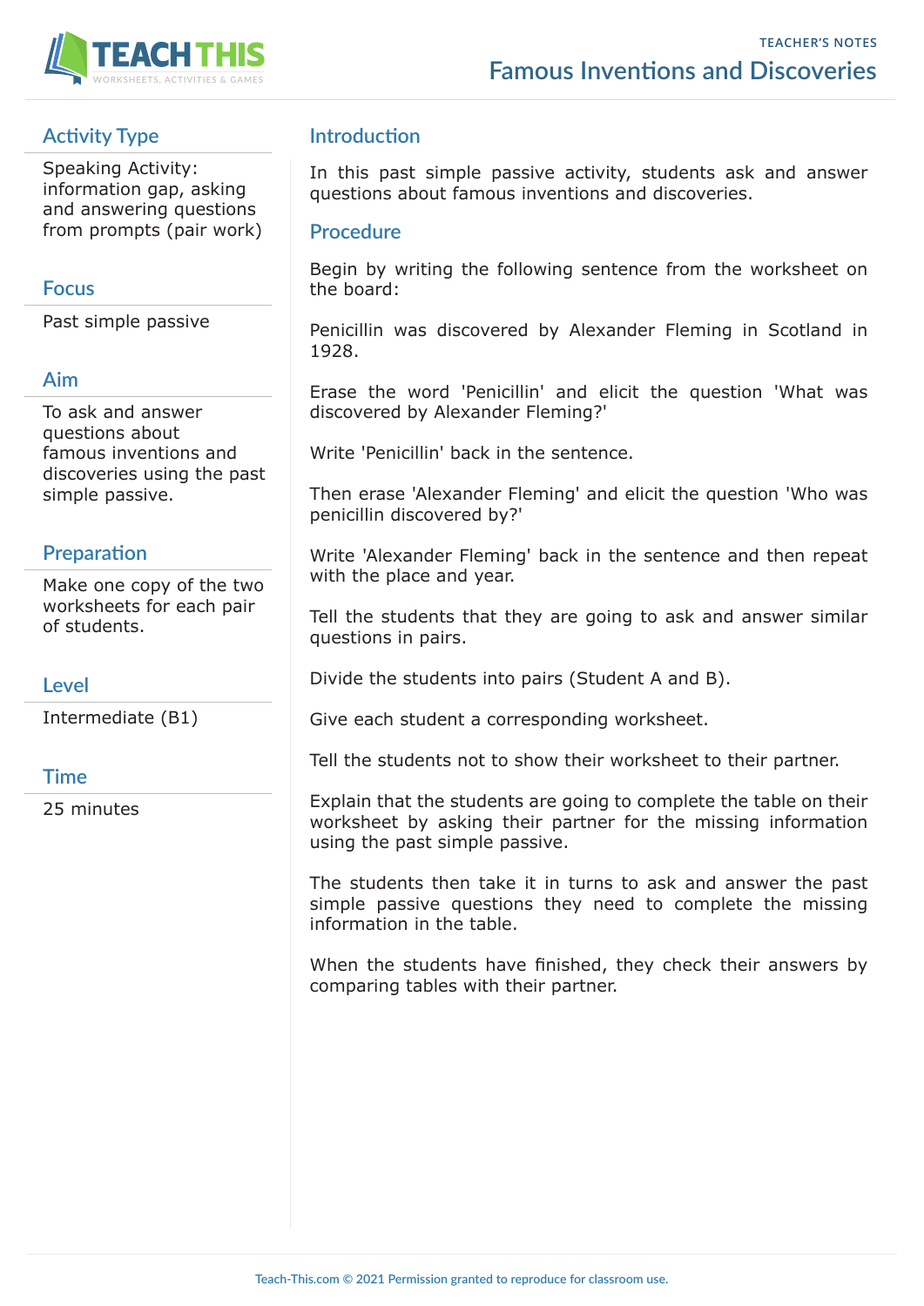TEACHER'S NOTES

# Famous Inventions and Discoveries

## Activity Type

Speaking Activity: information gap, asking and answering questions from prompts (pair work)

## Focus

Past simple passive

## Aim

To ask and answer questions about famous inventions and discoveries using the past simple passive.

## Preparation

Make one copy of the two worksheets for each pair of students.

## Level

Intermediate (B1)

## Time

25 minutes

## Introduction

In this past simple passive activity, students ask and answer questions about famous inventions and discoveries.

## Procedure

Begin by writing the following sentence from the worksheet on the board:

Penicillin was discovered by Alexander Fleming in Scotland in 1928.

Erase the word 'Penicillin' and elicit the question 'What was discovered by Alexander Fleming?'

Write 'Penicillin' back in the sentence.

Then erase 'Alexander Fleming' and elicit the question 'Who was penicillin discovered by?'

Write 'Alexander Fleming' back in the sentence and then repeat with the place and year.

Tell the students that they are going to ask and answer similar questions in pairs.

Divide the students into pairs (Student A and B).

Give each student a corresponding worksheet.

Tell the students not to show their worksheet to their partner.

Explain that the students are going to complete the table on their worksheet by asking their partner for the missing information using the past simple passive.

The students then take it in turns to ask and answer the past simple passive questions they need to complete the missing information in the table.

When the students have finished, they check their answers by comparing tables with their partner.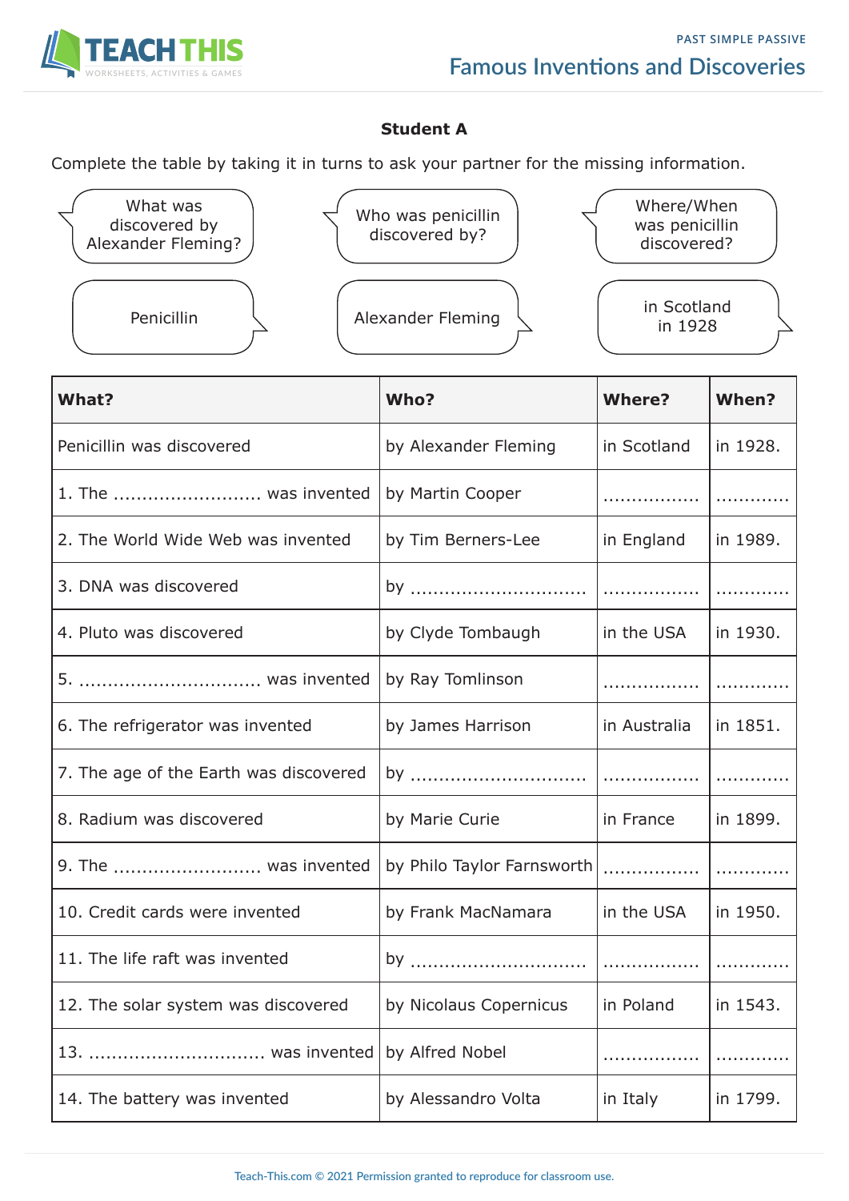## Student A

Complete the table by taking it in turns to ask your partner for the missing information.

What was discovered by Alexander Fleming?

Who was penicillin discovered by?

Where/When was penicillin discovered?

Penicillin

Alexander Fleming

in Scotland in 1928

| What? | Who? | Where? | When? |
|---|---|---|---|
| Penicillin was discovered | by Alexander Fleming | in Scotland | in 1928. |
| 1. The .......................... was invented | by Martin Cooper | ................. | ............. |
| 2. The World Wide Web was invented | by Tim Berners-Lee | in England | in 1989. |
| 3. DNA was discovered | by ............................... | ................. | ............. |
| 4. Pluto was discovered | by Clyde Tombaugh | in the USA | in 1930. |
| 5. ............................... was invented | by Ray Tomlinson | ................. | ............. |
| 6. The refrigerator was invented | by James Harrison | in Australia | in 1851. |
| 7. The age of the Earth was discovered | by ............................... | ................. | ............. |
| 8. Radium was discovered | by Marie Curie | in France | in 1899. |
| 9. The .......................... was invented | by Philo Taylor Farnsworth | ................. | ............. |
| 10. Credit cards were invented | by Frank MacNamara | in the USA | in 1950. |
| 11. The life raft was invented | by ............................... | ................. | ............. |
| 12. The solar system was discovered | by Nicolaus Copernicus | in Poland | in 1543. |
| 13. ............................... was invented | by Alfred Nobel | ................. | ............. |
| 14. The battery was invented | by Alessandro Volta | in Italy | in 1799. |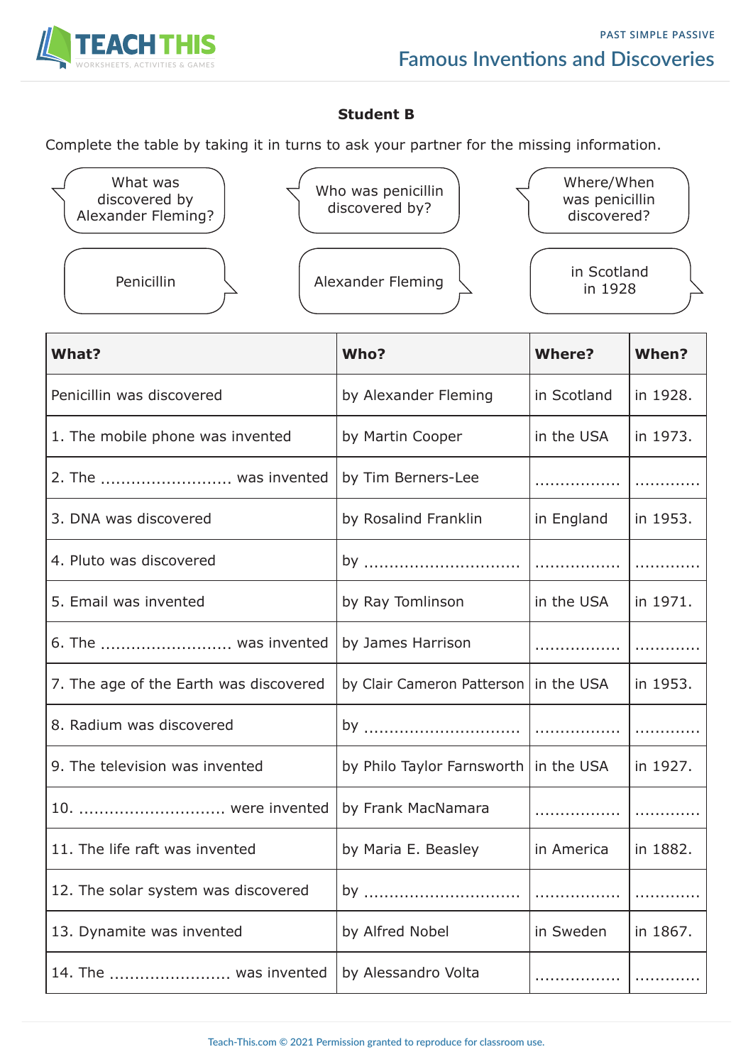## Student B

Complete the table by taking it in turns to ask your partner for the missing information.

What was discovered by Alexander Fleming?

Who was penicillin discovered by?

Where/When was penicillin discovered?

Penicillin

Alexander Fleming

in Scotland in 1928

| What? | Who? | Where? | When? |
|---|---|---|---|
| Penicillin was discovered | by Alexander Fleming | in Scotland | in 1928. |
| 1. The mobile phone was invented | by Martin Cooper | in the USA | in 1973. |
| 2. The .......................... was invented | by Tim Berners-Lee | ................. | ............. |
| 3. DNA was discovered | by Rosalind Franklin | in England | in 1953. |
| 4. Pluto was discovered | by ............................... | ................. | ............. |
| 5. Email was invented | by Ray Tomlinson | in the USA | in 1971. |
| 6. The .......................... was invented | by James Harrison | ................. | ............. |
| 7. The age of the Earth was discovered | by Clair Cameron Patterson | in the USA | in 1953. |
| 8. Radium was discovered | by ............................... | ................. | ............. |
| 9. The television was invented | by Philo Taylor Farnsworth | in the USA | in 1927. |
| 10. ............................ were invented | by Frank MacNamara | ................. | ............. |
| 11. The life raft was invented | by Maria E. Beasley | in America | in 1882. |
| 12. The solar system was discovered | by ............................... | ................. | ............. |
| 13. Dynamite was invented | by Alfred Nobel | in Sweden | in 1867. |
| 14. The ........................ was invented | by Alessandro Volta | ................. | ............. |